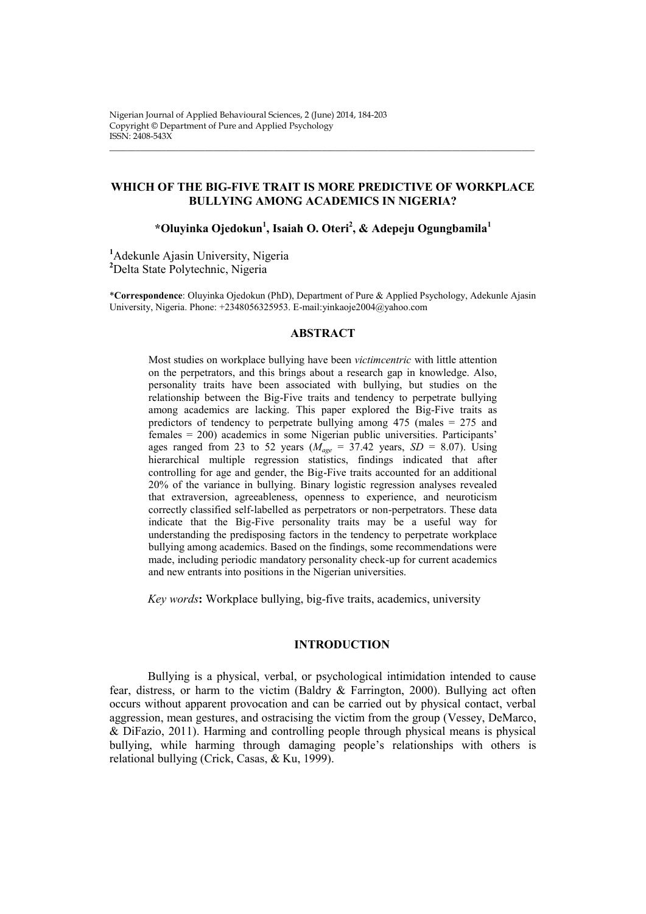# WHICH OF THE BIG-FIVE TRAIT IS MORE PREDICTIVE OF WORKPLACE BULLYING AMONG ACADEMICS IN NIGERIA?

**\*Oluyinka Ojedokun[1], Isaiah O. Oteri[2], & Adepeju Ogungbamila[1]**

[1]Adekunle Ajasin University, Nigeria
[2]Delta State Polytechnic, Nigeria

\***Correspondence**: Oluyinka Ojedokun (PhD), Department of Pure & Applied Psychology, Adekunle Ajasin University, Nigeria. Phone: +2348056325953. E-mail:yinkaoje2004@yahoo.com

## ABSTRACT

Most studies on workplace bullying have been *victimcentric* with little attention on the perpetrators, and this brings about a research gap in knowledge. Also, personality traits have been associated with bullying, but studies on the relationship between the Big-Five traits and tendency to perpetrate bullying among academics are lacking. This paper explored the Big-Five traits as predictors of tendency to perpetrate bullying among 475 (males = 275 and females = 200) academics in some Nigerian public universities. Participants' ages ranged from 23 to 52 years ($M_{age}$ = 37.42 years, $SD$ = 8.07). Using hierarchical multiple regression statistics, findings indicated that after controlling for age and gender, the Big-Five traits accounted for an additional 20% of the variance in bullying. Binary logistic regression analyses revealed that extraversion, agreeableness, openness to experience, and neuroticism correctly classified self-labelled as perpetrators or non-perpetrators. These data indicate that the Big-Five personality traits may be a useful way for understanding the predisposing factors in the tendency to perpetrate workplace bullying among academics. Based on the findings, some recommendations were made, including periodic mandatory personality check-up for current academics and new entrants into positions in the Nigerian universities.

*Key words***:** Workplace bullying, big-five traits, academics, university

## INTRODUCTION

Bullying is a physical, verbal, or psychological intimidation intended to cause fear, distress, or harm to the victim (Baldry & Farrington, 2000). Bullying act often occurs without apparent provocation and can be carried out by physical contact, verbal aggression, mean gestures, and ostracising the victim from the group (Vessey, DeMarco, & DiFazio, 2011). Harming and controlling people through physical means is physical bullying, while harming through damaging people's relationships with others is relational bullying (Crick, Casas, & Ku, 1999).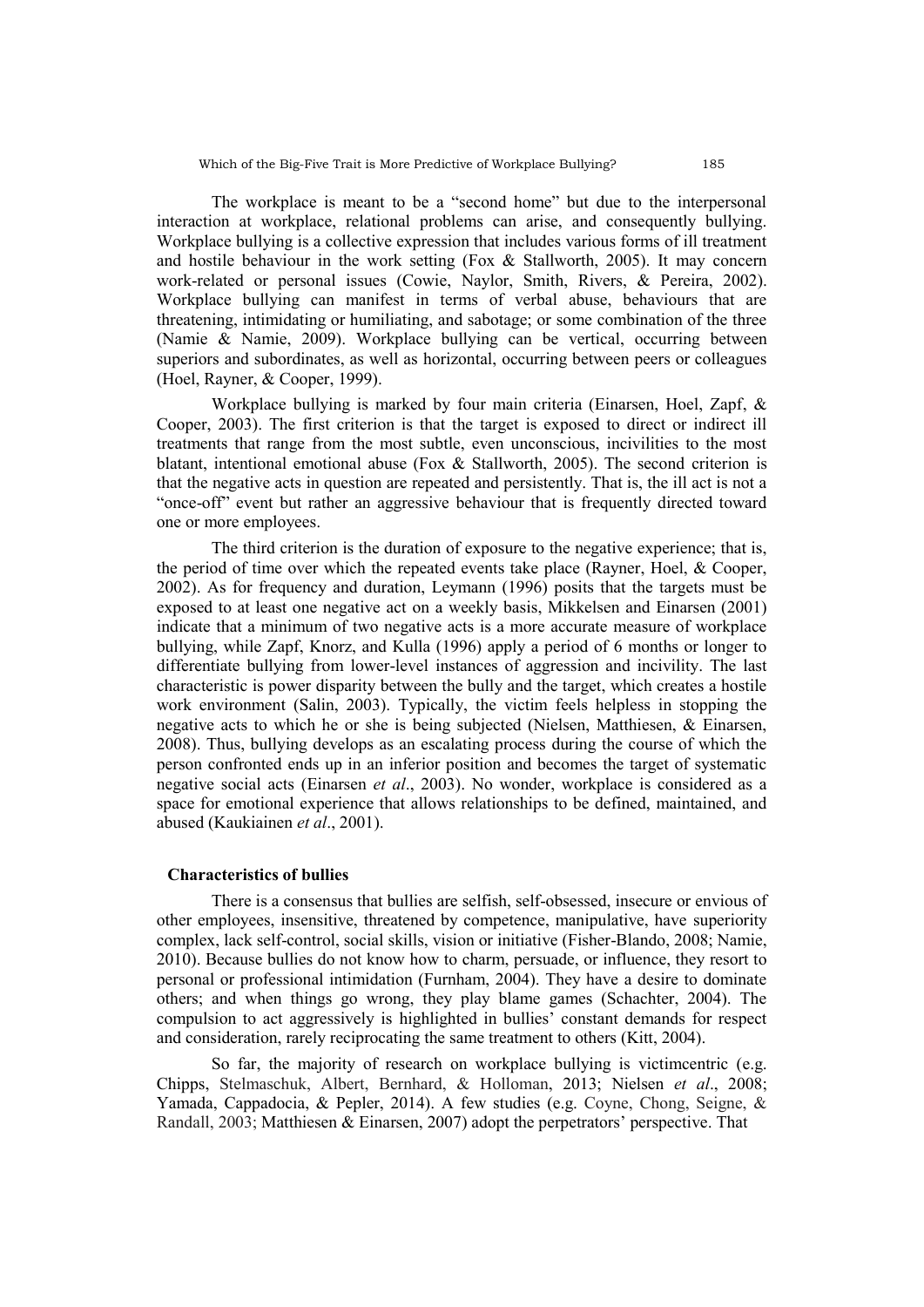The workplace is meant to be a "second home" but due to the interpersonal interaction at workplace, relational problems can arise, and consequently bullying. Workplace bullying is a collective expression that includes various forms of ill treatment and hostile behaviour in the work setting (Fox & Stallworth, 2005). It may concern work-related or personal issues (Cowie, Naylor, Smith, Rivers, & Pereira, 2002). Workplace bullying can manifest in terms of verbal abuse, behaviours that are threatening, intimidating or humiliating, and sabotage; or some combination of the three (Namie & Namie, 2009). Workplace bullying can be vertical, occurring between superiors and subordinates, as well as horizontal, occurring between peers or colleagues (Hoel, Rayner, & Cooper, 1999).

Workplace bullying is marked by four main criteria (Einarsen, Hoel, Zapf, & Cooper, 2003). The first criterion is that the target is exposed to direct or indirect ill treatments that range from the most subtle, even unconscious, incivilities to the most blatant, intentional emotional abuse (Fox & Stallworth, 2005). The second criterion is that the negative acts in question are repeated and persistently. That is, the ill act is not a "once-off" event but rather an aggressive behaviour that is frequently directed toward one or more employees.

The third criterion is the duration of exposure to the negative experience; that is, the period of time over which the repeated events take place (Rayner, Hoel, & Cooper, 2002). As for frequency and duration, Leymann (1996) posits that the targets must be exposed to at least one negative act on a weekly basis, Mikkelsen and Einarsen (2001) indicate that a minimum of two negative acts is a more accurate measure of workplace bullying, while Zapf, Knorz, and Kulla (1996) apply a period of 6 months or longer to differentiate bullying from lower-level instances of aggression and incivility. The last characteristic is power disparity between the bully and the target, which creates a hostile work environment (Salin, 2003). Typically, the victim feels helpless in stopping the negative acts to which he or she is being subjected (Nielsen, Matthiesen, & Einarsen, 2008). Thus, bullying develops as an escalating process during the course of which the person confronted ends up in an inferior position and becomes the target of systematic negative social acts (Einarsen *et al*., 2003). No wonder, workplace is considered as a space for emotional experience that allows relationships to be defined, maintained, and abused (Kaukiainen *et al*., 2001).

## Characteristics of bullies

There is a consensus that bullies are selfish, self-obsessed, insecure or envious of other employees, insensitive, threatened by competence, manipulative, have superiority complex, lack self-control, social skills, vision or initiative (Fisher-Blando, 2008; Namie, 2010). Because bullies do not know how to charm, persuade, or influence, they resort to personal or professional intimidation (Furnham, 2004). They have a desire to dominate others; and when things go wrong, they play blame games (Schachter, 2004). The compulsion to act aggressively is highlighted in bullies' constant demands for respect and consideration, rarely reciprocating the same treatment to others (Kitt, 2004).

So far, the majority of research on workplace bullying is victimcentric (e.g. Chipps, Stelmaschuk, Albert, Bernhard, & Holloman, 2013; Nielsen *et al*., 2008; Yamada, Cappadocia, & Pepler, 2014). A few studies (e.g. Coyne, Chong, Seigne, & Randall, 2003; Matthiesen & Einarsen, 2007) adopt the perpetrators' perspective. That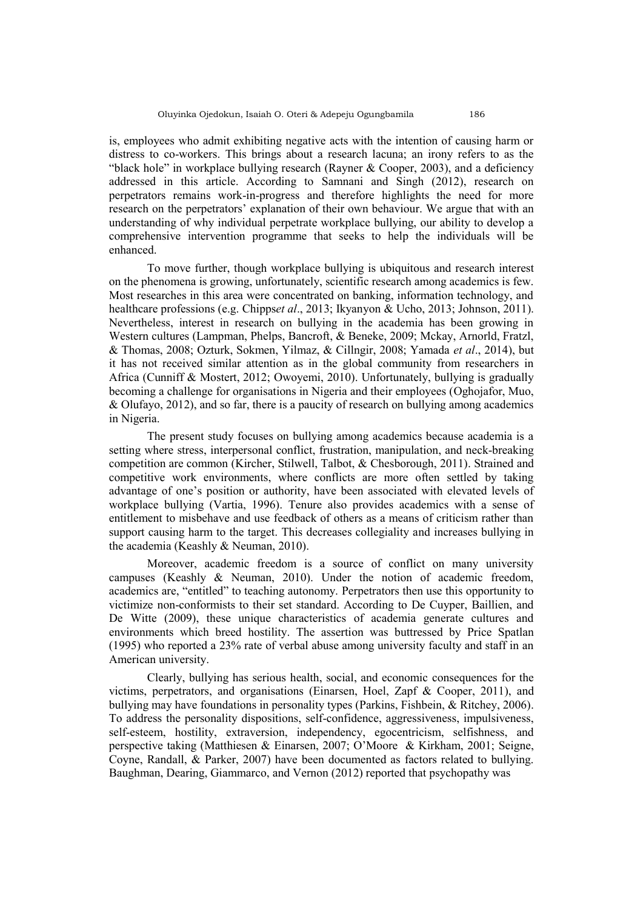is, employees who admit exhibiting negative acts with the intention of causing harm or distress to co-workers. This brings about a research lacuna; an irony refers to as the "black hole" in workplace bullying research (Rayner & Cooper, 2003), and a deficiency addressed in this article. According to Samnani and Singh (2012), research on perpetrators remains work-in-progress and therefore highlights the need for more research on the perpetrators' explanation of their own behaviour. We argue that with an understanding of why individual perpetrate workplace bullying, our ability to develop a comprehensive intervention programme that seeks to help the individuals will be enhanced.

To move further, though workplace bullying is ubiquitous and research interest on the phenomena is growing, unfortunately, scientific research among academics is few. Most researches in this area were concentrated on banking, information technology, and healthcare professions (e.g. Chipps*et al*., 2013; Ikyanyon & Ucho, 2013; Johnson, 2011). Nevertheless, interest in research on bullying in the academia has been growing in Western cultures (Lampman, Phelps, Bancroft, & Beneke, 2009; Mckay, Arnorld, Fratzl, & Thomas, 2008; Ozturk, Sokmen, Yilmaz, & Cillngir, 2008; Yamada *et al*., 2014), but it has not received similar attention as in the global community from researchers in Africa (Cunniff & Mostert, 2012; Owoyemi, 2010). Unfortunately, bullying is gradually becoming a challenge for organisations in Nigeria and their employees (Oghojafor, Muo, & Olufayo, 2012), and so far, there is a paucity of research on bullying among academics in Nigeria.

The present study focuses on bullying among academics because academia is a setting where stress, interpersonal conflict, frustration, manipulation, and neck-breaking competition are common (Kircher, Stilwell, Talbot, & Chesborough, 2011). Strained and competitive work environments, where conflicts are more often settled by taking advantage of one's position or authority, have been associated with elevated levels of workplace bullying (Vartia, 1996). Tenure also provides academics with a sense of entitlement to misbehave and use feedback of others as a means of criticism rather than support causing harm to the target. This decreases collegiality and increases bullying in the academia (Keashly & Neuman, 2010).

Moreover, academic freedom is a source of conflict on many university campuses (Keashly & Neuman, 2010). Under the notion of academic freedom, academics are, "entitled" to teaching autonomy. Perpetrators then use this opportunity to victimize non-conformists to their set standard. According to De Cuyper, Baillien, and De Witte (2009), these unique characteristics of academia generate cultures and environments which breed hostility. The assertion was buttressed by Price Spatlan (1995) who reported a 23% rate of verbal abuse among university faculty and staff in an American university.

Clearly, bullying has serious health, social, and economic consequences for the victims, perpetrators, and organisations (Einarsen, Hoel, Zapf & Cooper, 2011), and bullying may have foundations in personality types (Parkins, Fishbein, & Ritchey, 2006). To address the personality dispositions, self-confidence, aggressiveness, impulsiveness, self-esteem, hostility, extraversion, independency, egocentricism, selfishness, and perspective taking (Matthiesen & Einarsen, 2007; O'Moore & Kirkham, 2001; Seigne, Coyne, Randall, & Parker, 2007) have been documented as factors related to bullying. Baughman, Dearing, Giammarco, and Vernon (2012) reported that psychopathy was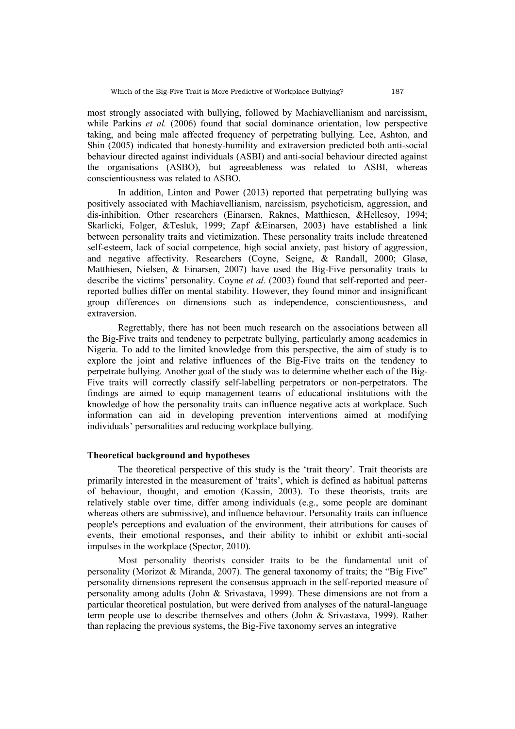most strongly associated with bullying, followed by Machiavellianism and narcissism, while Parkins *et al.* (2006) found that social dominance orientation, low perspective taking, and being male affected frequency of perpetrating bullying. Lee, Ashton, and Shin (2005) indicated that honesty-humility and extraversion predicted both anti-social behaviour directed against individuals (ASBI) and anti-social behaviour directed against the organisations (ASBO), but agreeableness was related to ASBI, whereas conscientiousness was related to ASBO.

In addition, Linton and Power (2013) reported that perpetrating bullying was positively associated with Machiavellianism, narcissism, psychoticism, aggression, and dis-inhibition. Other researchers (Einarsen, Raknes, Matthiesen, &Hellesoy, 1994; Skarlicki, Folger, &Tesluk, 1999; Zapf &Einarsen, 2003) have established a link between personality traits and victimization. These personality traits include threatened self-esteem, lack of social competence, high social anxiety, past history of aggression, and negative affectivity. Researchers (Coyne, Seigne, & Randall, 2000; Glasø, Matthiesen, Nielsen, & Einarsen, 2007) have used the Big-Five personality traits to describe the victims' personality. Coyne *et al*. (2003) found that self-reported and peer-reported bullies differ on mental stability. However, they found minor and insignificant group differences on dimensions such as independence, conscientiousness, and extraversion.

Regrettably, there has not been much research on the associations between all the Big-Five traits and tendency to perpetrate bullying, particularly among academics in Nigeria. To add to the limited knowledge from this perspective, the aim of study is to explore the joint and relative influences of the Big-Five traits on the tendency to perpetrate bullying. Another goal of the study was to determine whether each of the Big-Five traits will correctly classify self-labelling perpetrators or non-perpetrators. The findings are aimed to equip management teams of educational institutions with the knowledge of how the personality traits can influence negative acts at workplace. Such information can aid in developing prevention interventions aimed at modifying individuals' personalities and reducing workplace bullying.

## Theoretical background and hypotheses

The theoretical perspective of this study is the 'trait theory'. Trait theorists are primarily interested in the measurement of 'traits', which is defined as habitual patterns of behaviour, thought, and emotion (Kassin, 2003). To these theorists, traits are relatively stable over time, differ among individuals (e.g., some people are dominant whereas others are submissive), and influence behaviour. Personality traits can influence people's perceptions and evaluation of the environment, their attributions for causes of events, their emotional responses, and their ability to inhibit or exhibit anti-social impulses in the workplace (Spector, 2010).

Most personality theorists consider traits to be the fundamental unit of personality (Morizot & Miranda, 2007). The general taxonomy of traits; the "Big Five" personality dimensions represent the consensus approach in the self-reported measure of personality among adults (John & Srivastava, 1999). These dimensions are not from a particular theoretical postulation, but were derived from analyses of the natural-language term people use to describe themselves and others (John & Srivastava, 1999). Rather than replacing the previous systems, the Big-Five taxonomy serves an integrative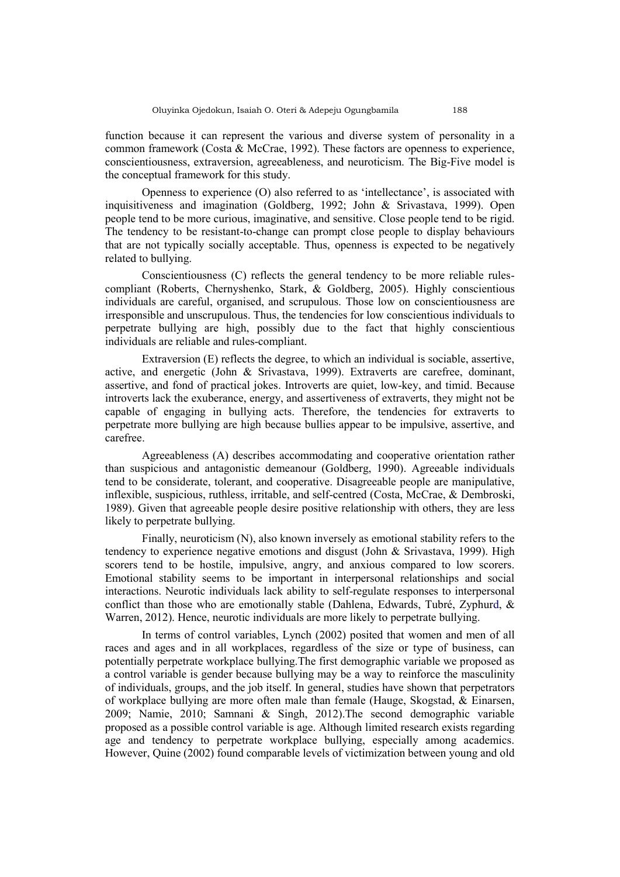function because it can represent the various and diverse system of personality in a common framework (Costa & McCrae, 1992). These factors are openness to experience, conscientiousness, extraversion, agreeableness, and neuroticism. The Big-Five model is the conceptual framework for this study.

Openness to experience (O) also referred to as 'intellectance', is associated with inquisitiveness and imagination (Goldberg, 1992; John & Srivastava, 1999). Open people tend to be more curious, imaginative, and sensitive. Close people tend to be rigid. The tendency to be resistant-to-change can prompt close people to display behaviours that are not typically socially acceptable. Thus, openness is expected to be negatively related to bullying.

Conscientiousness (C) reflects the general tendency to be more reliable rules-compliant (Roberts, Chernyshenko, Stark, & Goldberg, 2005). Highly conscientious individuals are careful, organised, and scrupulous. Those low on conscientiousness are irresponsible and unscrupulous. Thus, the tendencies for low conscientious individuals to perpetrate bullying are high, possibly due to the fact that highly conscientious individuals are reliable and rules-compliant.

Extraversion (E) reflects the degree, to which an individual is sociable, assertive, active, and energetic (John & Srivastava, 1999). Extraverts are carefree, dominant, assertive, and fond of practical jokes. Introverts are quiet, low-key, and timid. Because introverts lack the exuberance, energy, and assertiveness of extraverts, they might not be capable of engaging in bullying acts. Therefore, the tendencies for extraverts to perpetrate more bullying are high because bullies appear to be impulsive, assertive, and carefree.

Agreeableness (A) describes accommodating and cooperative orientation rather than suspicious and antagonistic demeanour (Goldberg, 1990). Agreeable individuals tend to be considerate, tolerant, and cooperative. Disagreeable people are manipulative, inflexible, suspicious, ruthless, irritable, and self-centred (Costa, McCrae, & Dembroski, 1989). Given that agreeable people desire positive relationship with others, they are less likely to perpetrate bullying.

Finally, neuroticism (N), also known inversely as emotional stability refers to the tendency to experience negative emotions and disgust (John & Srivastava, 1999). High scorers tend to be hostile, impulsive, angry, and anxious compared to low scorers. Emotional stability seems to be important in interpersonal relationships and social interactions. Neurotic individuals lack ability to self-regulate responses to interpersonal conflict than those who are emotionally stable (Dahlena, Edwards, Tubré, Zyphurd, & Warren, 2012). Hence, neurotic individuals are more likely to perpetrate bullying.

In terms of control variables, Lynch (2002) posited that women and men of all races and ages and in all workplaces, regardless of the size or type of business, can potentially perpetrate workplace bullying.The first demographic variable we proposed as a control variable is gender because bullying may be a way to reinforce the masculinity of individuals, groups, and the job itself. In general, studies have shown that perpetrators of workplace bullying are more often male than female (Hauge, Skogstad, & Einarsen, 2009; Namie, 2010; Samnani & Singh, 2012).The second demographic variable proposed as a possible control variable is age. Although limited research exists regarding age and tendency to perpetrate workplace bullying, especially among academics. However, Quine (2002) found comparable levels of victimization between young and old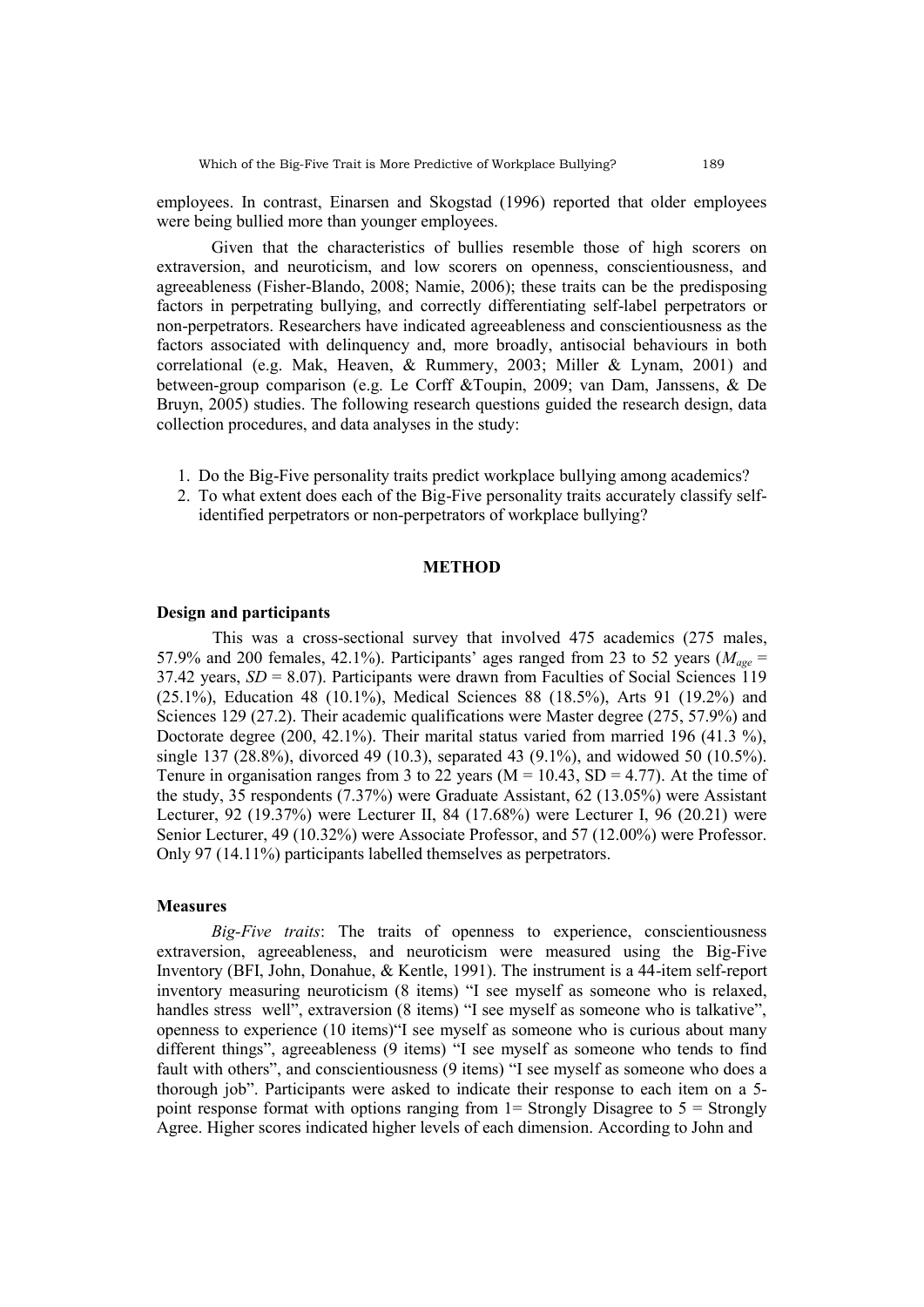employees. In contrast, Einarsen and Skogstad (1996) reported that older employees were being bullied more than younger employees.

Given that the characteristics of bullies resemble those of high scorers on extraversion, and neuroticism, and low scorers on openness, conscientiousness, and agreeableness (Fisher-Blando, 2008; Namie, 2006); these traits can be the predisposing factors in perpetrating bullying, and correctly differentiating self-label perpetrators or non-perpetrators. Researchers have indicated agreeableness and conscientiousness as the factors associated with delinquency and, more broadly, antisocial behaviours in both correlational (e.g. Mak, Heaven, & Rummery, 2003; Miller & Lynam, 2001) and between-group comparison (e.g. Le Corff &Toupin, 2009; van Dam, Janssens, & De Bruyn, 2005) studies. The following research questions guided the research design, data collection procedures, and data analyses in the study:

1. Do the Big-Five personality traits predict workplace bullying among academics?
2. To what extent does each of the Big-Five personality traits accurately classify self-identified perpetrators or non-perpetrators of workplace bullying?

## METHOD

### Design and participants

This was a cross-sectional survey that involved 475 academics (275 males, 57.9% and 200 females, 42.1%). Participants' ages ranged from 23 to 52 years ($M_{age}$ = 37.42 years, *SD* = 8.07). Participants were drawn from Faculties of Social Sciences 119 (25.1%), Education 48 (10.1%), Medical Sciences 88 (18.5%), Arts 91 (19.2%) and Sciences 129 (27.2). Their academic qualifications were Master degree (275, 57.9%) and Doctorate degree (200, 42.1%). Their marital status varied from married 196 (41.3 %), single 137 (28.8%), divorced 49 (10.3), separated 43 (9.1%), and widowed 50 (10.5%). Tenure in organisation ranges from 3 to 22 years (M = 10.43, SD = 4.77). At the time of the study, 35 respondents (7.37%) were Graduate Assistant, 62 (13.05%) were Assistant Lecturer, 92 (19.37%) were Lecturer II, 84 (17.68%) were Lecturer I, 96 (20.21) were Senior Lecturer, 49 (10.32%) were Associate Professor, and 57 (12.00%) were Professor. Only 97 (14.11%) participants labelled themselves as perpetrators.

### Measures

*Big-Five traits*: The traits of openness to experience, conscientiousness extraversion, agreeableness, and neuroticism were measured using the Big-Five Inventory (BFI, John, Donahue, & Kentle, 1991). The instrument is a 44-item self-report inventory measuring neuroticism (8 items) "I see myself as someone who is relaxed, handles stress well", extraversion (8 items) "I see myself as someone who is talkative", openness to experience (10 items)"I see myself as someone who is curious about many different things", agreeableness (9 items) "I see myself as someone who tends to find fault with others", and conscientiousness (9 items) "I see myself as someone who does a thorough job". Participants were asked to indicate their response to each item on a 5-point response format with options ranging from 1= Strongly Disagree to 5 = Strongly Agree. Higher scores indicated higher levels of each dimension. According to John and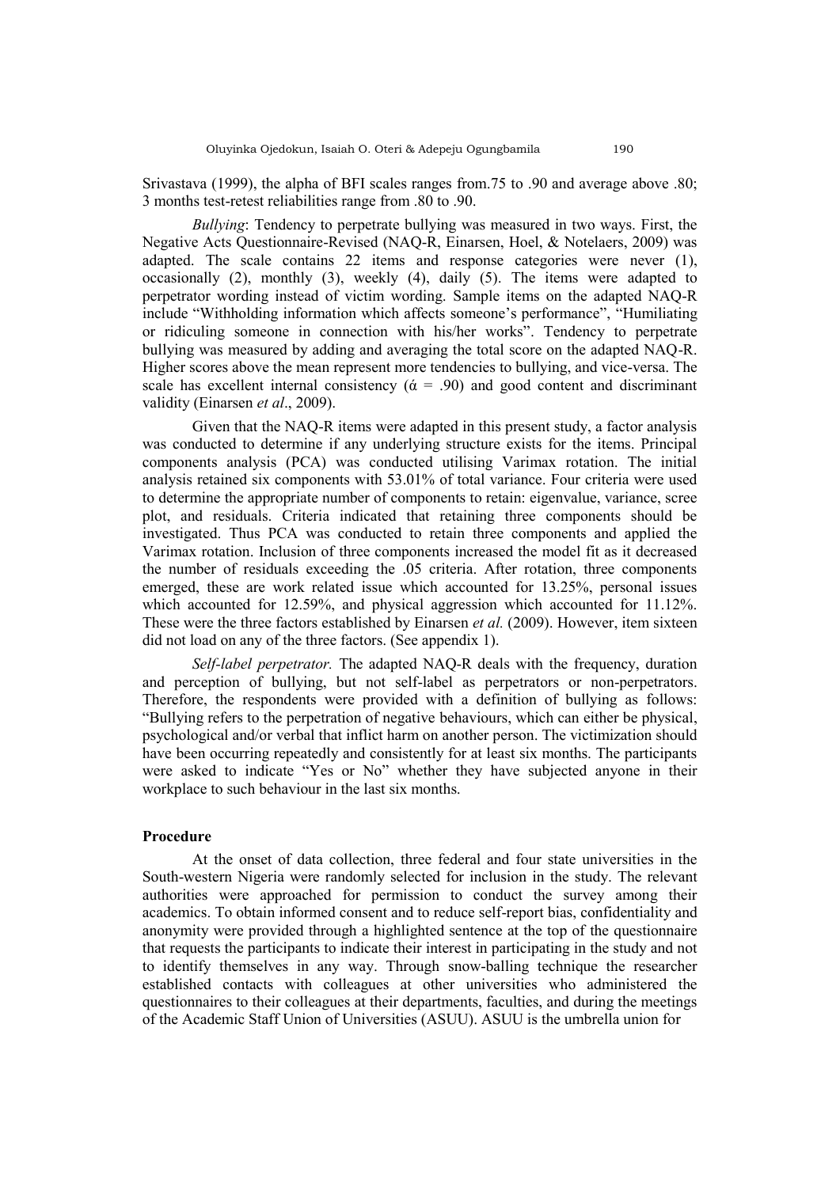Srivastava (1999), the alpha of BFI scales ranges from.75 to .90 and average above .80; 3 months test-retest reliabilities range from .80 to .90.

*Bullying*: Tendency to perpetrate bullying was measured in two ways. First, the Negative Acts Questionnaire-Revised (NAQ-R, Einarsen, Hoel, & Notelaers, 2009) was adapted. The scale contains 22 items and response categories were never (1), occasionally (2), monthly (3), weekly (4), daily (5). The items were adapted to perpetrator wording instead of victim wording. Sample items on the adapted NAQ-R include "Withholding information which affects someone's performance", "Humiliating or ridiculing someone in connection with his/her works". Tendency to perpetrate bullying was measured by adding and averaging the total score on the adapted NAQ-R. Higher scores above the mean represent more tendencies to bullying, and vice-versa. The scale has excellent internal consistency (ά = .90) and good content and discriminant validity (Einarsen *et al*., 2009).

Given that the NAQ-R items were adapted in this present study, a factor analysis was conducted to determine if any underlying structure exists for the items. Principal components analysis (PCA) was conducted utilising Varimax rotation. The initial analysis retained six components with 53.01% of total variance. Four criteria were used to determine the appropriate number of components to retain: eigenvalue, variance, scree plot, and residuals. Criteria indicated that retaining three components should be investigated. Thus PCA was conducted to retain three components and applied the Varimax rotation. Inclusion of three components increased the model fit as it decreased the number of residuals exceeding the .05 criteria. After rotation, three components emerged, these are work related issue which accounted for 13.25%, personal issues which accounted for 12.59%, and physical aggression which accounted for 11.12%. These were the three factors established by Einarsen *et al.* (2009). However, item sixteen did not load on any of the three factors. (See appendix 1).

*Self-label perpetrator.* The adapted NAQ-R deals with the frequency, duration and perception of bullying, but not self-label as perpetrators or non-perpetrators. Therefore, the respondents were provided with a definition of bullying as follows: "Bullying refers to the perpetration of negative behaviours, which can either be physical, psychological and/or verbal that inflict harm on another person. The victimization should have been occurring repeatedly and consistently for at least six months. The participants were asked to indicate "Yes or No" whether they have subjected anyone in their workplace to such behaviour in the last six months.

**Procedure**

At the onset of data collection, three federal and four state universities in the South-western Nigeria were randomly selected for inclusion in the study. The relevant authorities were approached for permission to conduct the survey among their academics. To obtain informed consent and to reduce self-report bias, confidentiality and anonymity were provided through a highlighted sentence at the top of the questionnaire that requests the participants to indicate their interest in participating in the study and not to identify themselves in any way. Through snow-balling technique the researcher established contacts with colleagues at other universities who administered the questionnaires to their colleagues at their departments, faculties, and during the meetings of the Academic Staff Union of Universities (ASUU). ASUU is the umbrella union for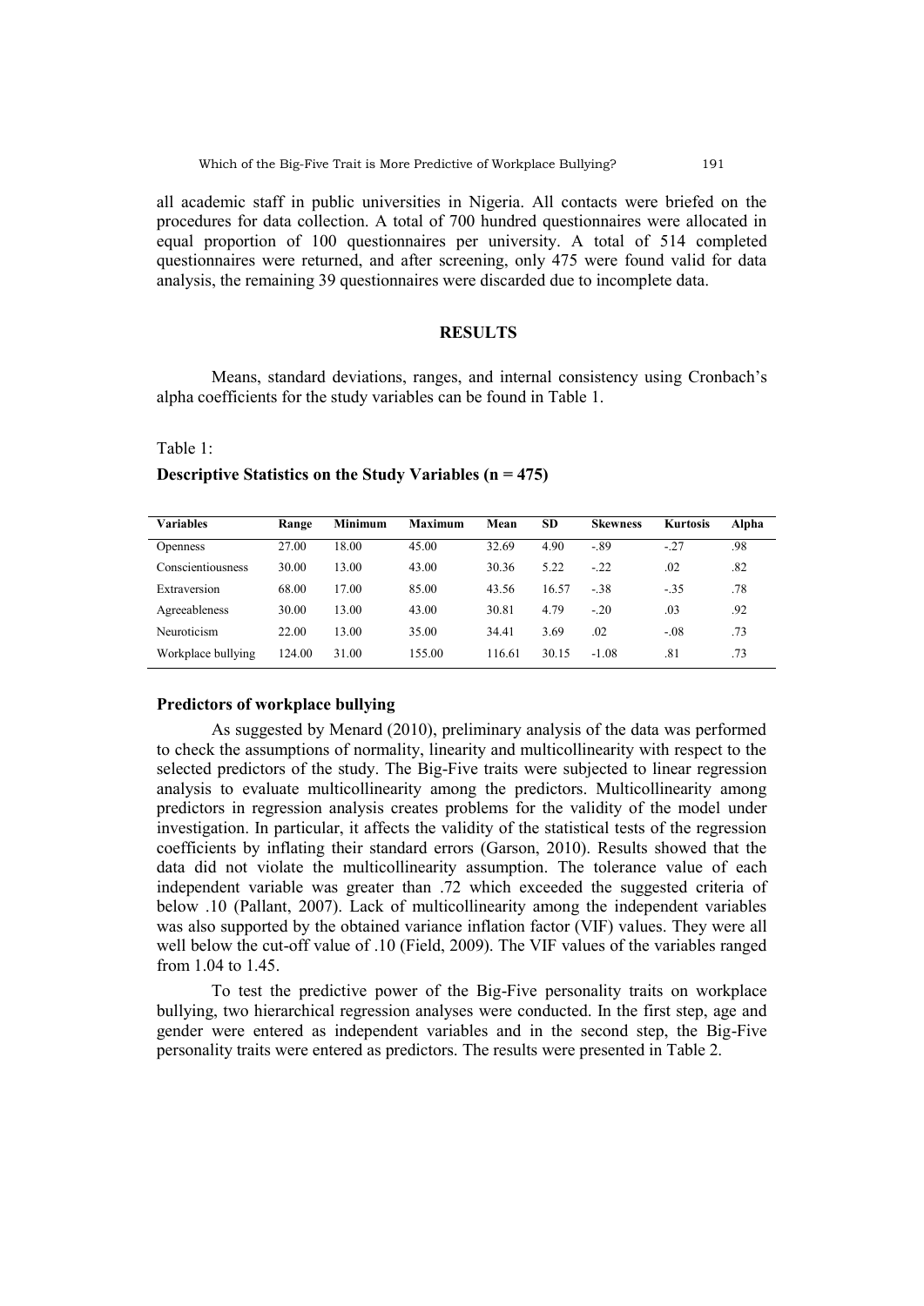all academic staff in public universities in Nigeria. All contacts were briefed on the procedures for data collection. A total of 700 hundred questionnaires were allocated in equal proportion of 100 questionnaires per university. A total of 514 completed questionnaires were returned, and after screening, only 475 were found valid for data analysis, the remaining 39 questionnaires were discarded due to incomplete data.

## RESULTS

Means, standard deviations, ranges, and internal consistency using Cronbach's alpha coefficients for the study variables can be found in Table 1.

Table 1:

**Descriptive Statistics on the Study Variables (n = 475)**

| Variables | Range | Minimum | Maximum | Mean | SD | Skewness | Kurtosis | Alpha |
|---|---|---|---|---|---|---|---|---|
| Openness | 27.00 | 18.00 | 45.00 | 32.69 | 4.90 | -.89 | -.27 | .98 |
| Conscientiousness | 30.00 | 13.00 | 43.00 | 30.36 | 5.22 | -.22 | .02 | .82 |
| Extraversion | 68.00 | 17.00 | 85.00 | 43.56 | 16.57 | -.38 | -.35 | .78 |
| Agreeableness | 30.00 | 13.00 | 43.00 | 30.81 | 4.79 | -.20 | .03 | .92 |
| Neuroticism | 22.00 | 13.00 | 35.00 | 34.41 | 3.69 | .02 | -.08 | .73 |
| Workplace bullying | 124.00 | 31.00 | 155.00 | 116.61 | 30.15 | -1.08 | .81 | .73 |

### Predictors of workplace bullying

As suggested by Menard (2010), preliminary analysis of the data was performed to check the assumptions of normality, linearity and multicollinearity with respect to the selected predictors of the study. The Big-Five traits were subjected to linear regression analysis to evaluate multicollinearity among the predictors. Multicollinearity among predictors in regression analysis creates problems for the validity of the model under investigation. In particular, it affects the validity of the statistical tests of the regression coefficients by inflating their standard errors (Garson, 2010). Results showed that the data did not violate the multicollinearity assumption. The tolerance value of each independent variable was greater than .72 which exceeded the suggested criteria of below .10 (Pallant, 2007). Lack of multicollinearity among the independent variables was also supported by the obtained variance inflation factor (VIF) values. They were all well below the cut-off value of .10 (Field, 2009). The VIF values of the variables ranged from 1.04 to 1.45.

To test the predictive power of the Big-Five personality traits on workplace bullying, two hierarchical regression analyses were conducted. In the first step, age and gender were entered as independent variables and in the second step, the Big-Five personality traits were entered as predictors. The results were presented in Table 2.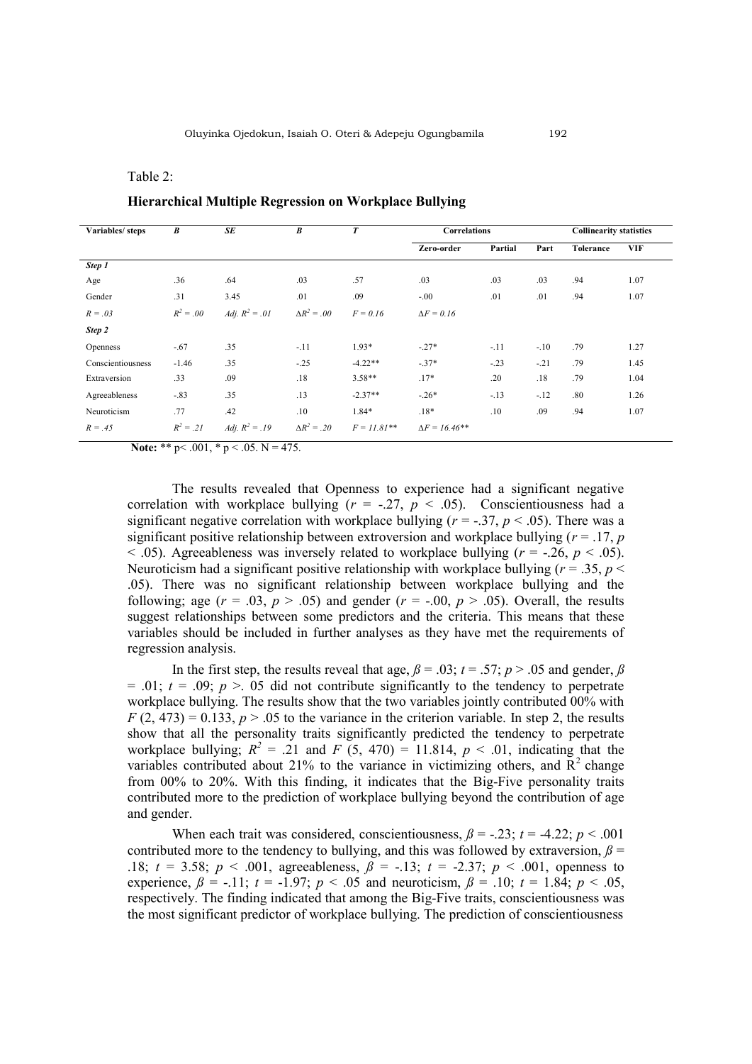Table 2:

**Hierarchical Multiple Regression on Workplace Bullying**

| Variables/ steps | *B* | *SE* | *B* | *T* | Correlations | | | Collinearity statistics | |
|---|---|---|---|---|---|---|---|---|---|
| | | | | | Zero-order | Partial | Part | Tolerance | VIF |
| ***Step 1*** | | | | | | | | | |
| Age | .36 | .64 | .03 | .57 | .03 | .03 | .03 | .94 | 1.07 |
| Gender | .31 | 3.45 | .01 | .09 | -.00 | .01 | .01 | .94 | 1.07 |
| *R = .03* | $R^2 = .00$ | *Adj.* $R^2 = .01$ | $\Delta R^2 = .00$ | *F = 0.16* | $\Delta F = 0.16$ | | | | |
| ***Step 2*** | | | | | | | | | |
| Openness | -.67 | .35 | -.11 | 1.93* | -.27* | -.11 | -.10 | .79 | 1.27 |
| Conscientiousness | -1.46 | .35 | -.25 | -4.22** | -.37* | -.23 | -.21 | .79 | 1.45 |
| Extraversion | .33 | .09 | .18 | 3.58** | .17* | .20 | .18 | .79 | 1.04 |
| Agreeableness | -.83 | .35 | .13 | -2.37** | -.26* | -.13 | -.12 | .80 | 1.26 |
| Neuroticism | .77 | .42 | .10 | 1.84* | .18* | .10 | .09 | .94 | 1.07 |
| *R = .45* | $R^2 = .21$ | *Adj.* $R^2 = .19$ | $\Delta R^2 = .20$ | *F = 11.81*** | $\Delta F = 16.46$** | | | | |

**Note:** ** p< .001, * p < .05. N = 475.

The results revealed that Openness to experience had a significant negative correlation with workplace bullying ($r = -.27$, $p < .05$). Conscientiousness had a significant negative correlation with workplace bullying ($r = -.37$, $p < .05$). There was a significant positive relationship between extroversion and workplace bullying ($r = .17$, $p < .05$). Agreeableness was inversely related to workplace bullying ($r = -.26$, $p < .05$). Neuroticism had a significant positive relationship with workplace bullying ($r = .35$, $p < .05$). There was no significant relationship between workplace bullying and the following; age ($r = .03$, $p > .05$) and gender ($r = -.00$, $p > .05$). Overall, the results suggest relationships between some predictors and the criteria. This means that these variables should be included in further analyses as they have met the requirements of regression analysis.

In the first step, the results reveal that age, $\beta = .03$; $t = .57$; $p > .05$ and gender, $\beta = .01$; $t = .09$; $p >$. 05 did not contribute significantly to the tendency to perpetrate workplace bullying. The results show that the two variables jointly contributed 00% with $F$ (2, 473) = 0.133, $p > .05$ to the variance in the criterion variable. In step 2, the results show that all the personality traits significantly predicted the tendency to perpetrate workplace bullying; $R^2 = .21$ and $F$ (5, 470) = 11.814, $p < .01$, indicating that the variables contributed about 21% to the variance in victimizing others, and $R^2$ change from 00% to 20%. With this finding, it indicates that the Big-Five personality traits contributed more to the prediction of workplace bullying beyond the contribution of age and gender.

When each trait was considered, conscientiousness, $\beta = -.23$; $t = -4.22$; $p < .001$ contributed more to the tendency to bullying, and this was followed by extraversion, $\beta = .18$; $t = 3.58$; $p < .001$, agreeableness, $\beta = -.13$; $t = -2.37$; $p < .001$, openness to experience, $\beta = -.11$; $t = -1.97$; $p < .05$ and neuroticism, $\beta = .10$; $t = 1.84$; $p < .05$, respectively. The finding indicated that among the Big-Five traits, conscientiousness was the most significant predictor of workplace bullying. The prediction of conscientiousness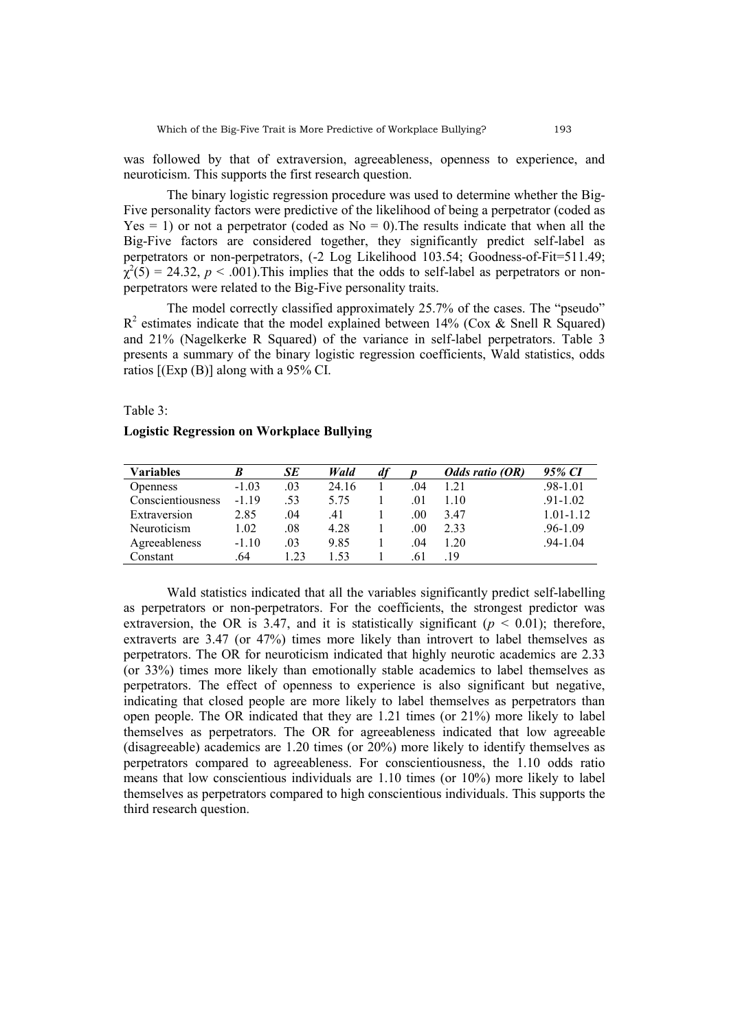was followed by that of extraversion, agreeableness, openness to experience, and neuroticism. This supports the first research question.

The binary logistic regression procedure was used to determine whether the Big-Five personality factors were predictive of the likelihood of being a perpetrator (coded as Yes = 1) or not a perpetrator (coded as No = 0).The results indicate that when all the Big-Five factors are considered together, they significantly predict self-label as perpetrators or non-perpetrators, (-2 Log Likelihood 103.54; Goodness-of-Fit=511.49; $\chi^2(5) = 24.32$, $p < .001$).This implies that the odds to self-label as perpetrators or non-perpetrators were related to the Big-Five personality traits.

The model correctly classified approximately 25.7% of the cases. The "pseudo" $R^2$ estimates indicate that the model explained between 14% (Cox & Snell R Squared) and 21% (Nagelkerke R Squared) of the variance in self-label perpetrators. Table 3 presents a summary of the binary logistic regression coefficients, Wald statistics, odds ratios [(Exp (B)] along with a 95% CI.

Table 3:

**Logistic Regression on Workplace Bullying**

| **Variables** | ***B*** | ***SE*** | ***Wald*** | ***df*** | ***p*** | ***Odds ratio (OR)*** | ***95% CI*** |
|---|---|---|---|---|---|---|---|
| Openness | -1.03 | .03 | 24.16 | 1 | .04 | 1.21 | .98-1.01 |
| Conscientiousness | -1.19 | .53 | 5.75 | 1 | .01 | 1.10 | .91-1.02 |
| Extraversion | 2.85 | .04 | .41 | 1 | .00 | 3.47 | 1.01-1.12 |
| Neuroticism | 1.02 | .08 | 4.28 | 1 | .00 | 2.33 | .96-1.09 |
| Agreeableness | -1.10 | .03 | 9.85 | 1 | .04 | 1.20 | .94-1.04 |
| Constant | .64 | 1.23 | 1.53 | 1 | .61 | .19 | |

Wald statistics indicated that all the variables significantly predict self-labelling as perpetrators or non-perpetrators. For the coefficients, the strongest predictor was extraversion, the OR is 3.47, and it is statistically significant ($p < 0.01$); therefore, extraverts are 3.47 (or 47%) times more likely than introvert to label themselves as perpetrators. The OR for neuroticism indicated that highly neurotic academics are 2.33 (or 33%) times more likely than emotionally stable academics to label themselves as perpetrators. The effect of openness to experience is also significant but negative, indicating that closed people are more likely to label themselves as perpetrators than open people. The OR indicated that they are 1.21 times (or 21%) more likely to label themselves as perpetrators. The OR for agreeableness indicated that low agreeable (disagreeable) academics are 1.20 times (or 20%) more likely to identify themselves as perpetrators compared to agreeableness. For conscientiousness, the 1.10 odds ratio means that low conscientious individuals are 1.10 times (or 10%) more likely to label themselves as perpetrators compared to high conscientious individuals. This supports the third research question.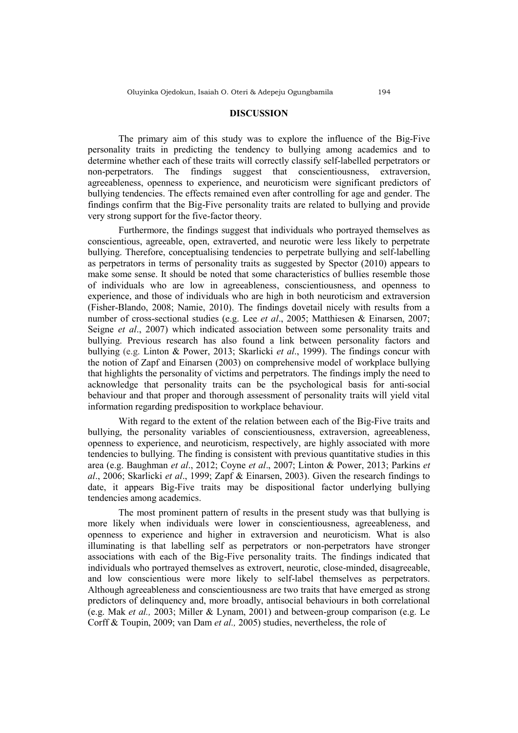## DISCUSSION

The primary aim of this study was to explore the influence of the Big-Five personality traits in predicting the tendency to bullying among academics and to determine whether each of these traits will correctly classify self-labelled perpetrators or non-perpetrators. The findings suggest that conscientiousness, extraversion, agreeableness, openness to experience, and neuroticism were significant predictors of bullying tendencies. The effects remained even after controlling for age and gender. The findings confirm that the Big-Five personality traits are related to bullying and provide very strong support for the five-factor theory.

Furthermore, the findings suggest that individuals who portrayed themselves as conscientious, agreeable, open, extraverted, and neurotic were less likely to perpetrate bullying. Therefore, conceptualising tendencies to perpetrate bullying and self-labelling as perpetrators in terms of personality traits as suggested by Spector (2010) appears to make some sense. It should be noted that some characteristics of bullies resemble those of individuals who are low in agreeableness, conscientiousness, and openness to experience, and those of individuals who are high in both neuroticism and extraversion (Fisher-Blando, 2008; Namie, 2010). The findings dovetail nicely with results from a number of cross-sectional studies (e.g. Lee *et al*., 2005; Matthiesen & Einarsen, 2007; Seigne *et al*., 2007) which indicated association between some personality traits and bullying. Previous research has also found a link between personality factors and bullying (e.g. Linton & Power, 2013; Skarlicki *et al*., 1999). The findings concur with the notion of Zapf and Einarsen (2003) on comprehensive model of workplace bullying that highlights the personality of victims and perpetrators. The findings imply the need to acknowledge that personality traits can be the psychological basis for anti-social behaviour and that proper and thorough assessment of personality traits will yield vital information regarding predisposition to workplace behaviour.

With regard to the extent of the relation between each of the Big-Five traits and bullying, the personality variables of conscientiousness, extraversion, agreeableness, openness to experience, and neuroticism, respectively, are highly associated with more tendencies to bullying. The finding is consistent with previous quantitative studies in this area (e.g. Baughman *et al*., 2012; Coyne *et al*., 2007; Linton & Power, 2013; Parkins *et al*., 2006; Skarlicki *et al*., 1999; Zapf & Einarsen, 2003). Given the research findings to date, it appears Big-Five traits may be dispositional factor underlying bullying tendencies among academics.

The most prominent pattern of results in the present study was that bullying is more likely when individuals were lower in conscientiousness, agreeableness, and openness to experience and higher in extraversion and neuroticism. What is also illuminating is that labelling self as perpetrators or non-perpetrators have stronger associations with each of the Big-Five personality traits. The findings indicated that individuals who portrayed themselves as extrovert, neurotic, close-minded, disagreeable, and low conscientious were more likely to self-label themselves as perpetrators. Although agreeableness and conscientiousness are two traits that have emerged as strong predictors of delinquency and, more broadly, antisocial behaviours in both correlational (e.g. Mak *et al.,* 2003; Miller & Lynam, 2001) and between-group comparison (e.g. Le Corff & Toupin, 2009; van Dam *et al.,* 2005) studies, nevertheless, the role of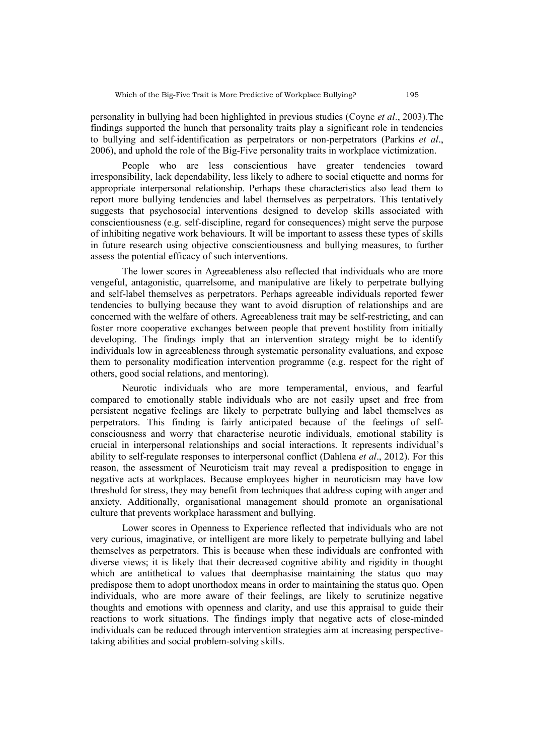personality in bullying had been highlighted in previous studies (Coyne *et al*., 2003).The findings supported the hunch that personality traits play a significant role in tendencies to bullying and self-identification as perpetrators or non-perpetrators (Parkins *et al*., 2006), and uphold the role of the Big-Five personality traits in workplace victimization.

People who are less conscientious have greater tendencies toward irresponsibility, lack dependability, less likely to adhere to social etiquette and norms for appropriate interpersonal relationship. Perhaps these characteristics also lead them to report more bullying tendencies and label themselves as perpetrators. This tentatively suggests that psychosocial interventions designed to develop skills associated with conscientiousness (e.g. self-discipline, regard for consequences) might serve the purpose of inhibiting negative work behaviours. It will be important to assess these types of skills in future research using objective conscientiousness and bullying measures, to further assess the potential efficacy of such interventions.

The lower scores in Agreeableness also reflected that individuals who are more vengeful, antagonistic, quarrelsome, and manipulative are likely to perpetrate bullying and self-label themselves as perpetrators. Perhaps agreeable individuals reported fewer tendencies to bullying because they want to avoid disruption of relationships and are concerned with the welfare of others. Agreeableness trait may be self-restricting, and can foster more cooperative exchanges between people that prevent hostility from initially developing. The findings imply that an intervention strategy might be to identify individuals low in agreeableness through systematic personality evaluations, and expose them to personality modification intervention programme (e.g. respect for the right of others, good social relations, and mentoring).

Neurotic individuals who are more temperamental, envious, and fearful compared to emotionally stable individuals who are not easily upset and free from persistent negative feelings are likely to perpetrate bullying and label themselves as perpetrators. This finding is fairly anticipated because of the feelings of self-consciousness and worry that characterise neurotic individuals, emotional stability is crucial in interpersonal relationships and social interactions. It represents individual's ability to self-regulate responses to interpersonal conflict (Dahlena *et al*., 2012). For this reason, the assessment of Neuroticism trait may reveal a predisposition to engage in negative acts at workplaces. Because employees higher in neuroticism may have low threshold for stress, they may benefit from techniques that address coping with anger and anxiety. Additionally, organisational management should promote an organisational culture that prevents workplace harassment and bullying.

Lower scores in Openness to Experience reflected that individuals who are not very curious, imaginative, or intelligent are more likely to perpetrate bullying and label themselves as perpetrators. This is because when these individuals are confronted with diverse views; it is likely that their decreased cognitive ability and rigidity in thought which are antithetical to values that deemphasise maintaining the status quo may predispose them to adopt unorthodox means in order to maintaining the status quo. Open individuals, who are more aware of their feelings, are likely to scrutinize negative thoughts and emotions with openness and clarity, and use this appraisal to guide their reactions to work situations. The findings imply that negative acts of close-minded individuals can be reduced through intervention strategies aim at increasing perspective-taking abilities and social problem-solving skills.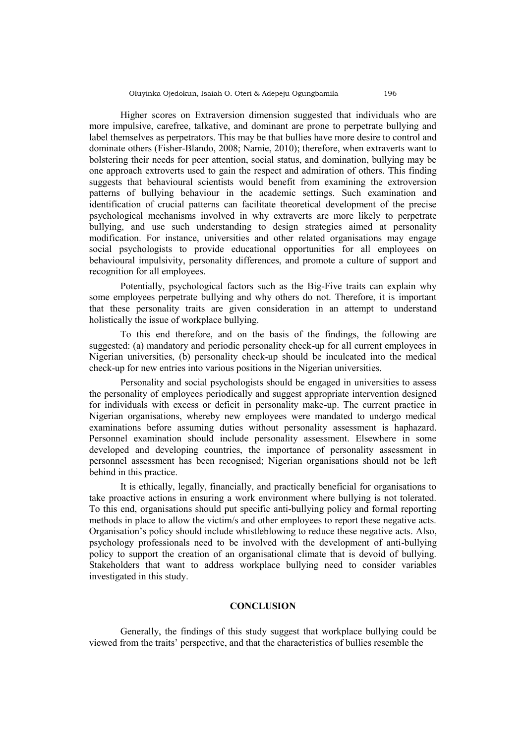Higher scores on Extraversion dimension suggested that individuals who are more impulsive, carefree, talkative, and dominant are prone to perpetrate bullying and label themselves as perpetrators. This may be that bullies have more desire to control and dominate others (Fisher-Blando, 2008; Namie, 2010); therefore, when extraverts want to bolstering their needs for peer attention, social status, and domination, bullying may be one approach extroverts used to gain the respect and admiration of others. This finding suggests that behavioural scientists would benefit from examining the extroversion patterns of bullying behaviour in the academic settings. Such examination and identification of crucial patterns can facilitate theoretical development of the precise psychological mechanisms involved in why extraverts are more likely to perpetrate bullying, and use such understanding to design strategies aimed at personality modification. For instance, universities and other related organisations may engage social psychologists to provide educational opportunities for all employees on behavioural impulsivity, personality differences, and promote a culture of support and recognition for all employees.

Potentially, psychological factors such as the Big-Five traits can explain why some employees perpetrate bullying and why others do not. Therefore, it is important that these personality traits are given consideration in an attempt to understand holistically the issue of workplace bullying.

To this end therefore, and on the basis of the findings, the following are suggested: (a) mandatory and periodic personality check-up for all current employees in Nigerian universities, (b) personality check-up should be inculcated into the medical check-up for new entries into various positions in the Nigerian universities.

Personality and social psychologists should be engaged in universities to assess the personality of employees periodically and suggest appropriate intervention designed for individuals with excess or deficit in personality make-up. The current practice in Nigerian organisations, whereby new employees were mandated to undergo medical examinations before assuming duties without personality assessment is haphazard. Personnel examination should include personality assessment. Elsewhere in some developed and developing countries, the importance of personality assessment in personnel assessment has been recognised; Nigerian organisations should not be left behind in this practice.

It is ethically, legally, financially, and practically beneficial for organisations to take proactive actions in ensuring a work environment where bullying is not tolerated. To this end, organisations should put specific anti-bullying policy and formal reporting methods in place to allow the victim/s and other employees to report these negative acts. Organisation's policy should include whistleblowing to reduce these negative acts. Also, psychology professionals need to be involved with the development of anti-bullying policy to support the creation of an organisational climate that is devoid of bullying. Stakeholders that want to address workplace bullying need to consider variables investigated in this study.

## CONCLUSION

Generally, the findings of this study suggest that workplace bullying could be viewed from the traits' perspective, and that the characteristics of bullies resemble the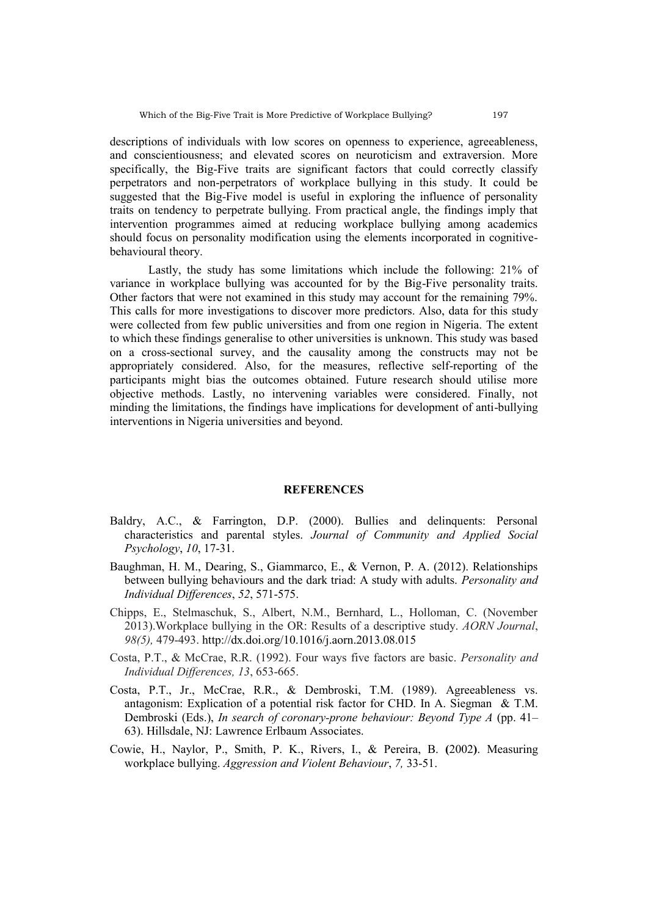descriptions of individuals with low scores on openness to experience, agreeableness, and conscientiousness; and elevated scores on neuroticism and extraversion. More specifically, the Big-Five traits are significant factors that could correctly classify perpetrators and non-perpetrators of workplace bullying in this study. It could be suggested that the Big-Five model is useful in exploring the influence of personality traits on tendency to perpetrate bullying. From practical angle, the findings imply that intervention programmes aimed at reducing workplace bullying among academics should focus on personality modification using the elements incorporated in cognitive-behavioural theory.

Lastly, the study has some limitations which include the following: 21% of variance in workplace bullying was accounted for by the Big-Five personality traits. Other factors that were not examined in this study may account for the remaining 79%. This calls for more investigations to discover more predictors. Also, data for this study were collected from few public universities and from one region in Nigeria. The extent to which these findings generalise to other universities is unknown. This study was based on a cross-sectional survey, and the causality among the constructs may not be appropriately considered. Also, for the measures, reflective self-reporting of the participants might bias the outcomes obtained. Future research should utilise more objective methods. Lastly, no intervening variables were considered. Finally, not minding the limitations, the findings have implications for development of anti-bullying interventions in Nigeria universities and beyond.

## REFERENCES

Baldry, A.C., & Farrington, D.P. (2000). Bullies and delinquents: Personal characteristics and parental styles. *Journal of Community and Applied Social Psychology*, *10*, 17-31.

Baughman, H. M., Dearing, S., Giammarco, E., & Vernon, P. A. (2012). Relationships between bullying behaviours and the dark triad: A study with adults. *Personality and Individual Differences*, *52*, 571-575.

Chipps, E., Stelmaschuk, S., Albert, N.M., Bernhard, L., Holloman, C. (November 2013).Workplace bullying in the OR: Results of a descriptive study. *AORN Journal*, *98(5),* 479-493. http://dx.doi.org/10.1016/j.aorn.2013.08.015

Costa, P.T., & McCrae, R.R. (1992). Four ways five factors are basic. *Personality and Individual Differences, 13*, 653-665.

Costa, P.T., Jr., McCrae, R.R., & Dembroski, T.M. (1989). Agreeableness vs. antagonism: Explication of a potential risk factor for CHD. In A. Siegman & T.M. Dembroski (Eds.), *In search of coronary-prone behaviour: Beyond Type A* (pp. 41–63). Hillsdale, NJ: Lawrence Erlbaum Associates.

Cowie, H., Naylor, P., Smith, P. K., Rivers, I., & Pereira, B. **(**2002**)**. Measuring workplace bullying. *Aggression and Violent Behaviour*, *7,* 33-51.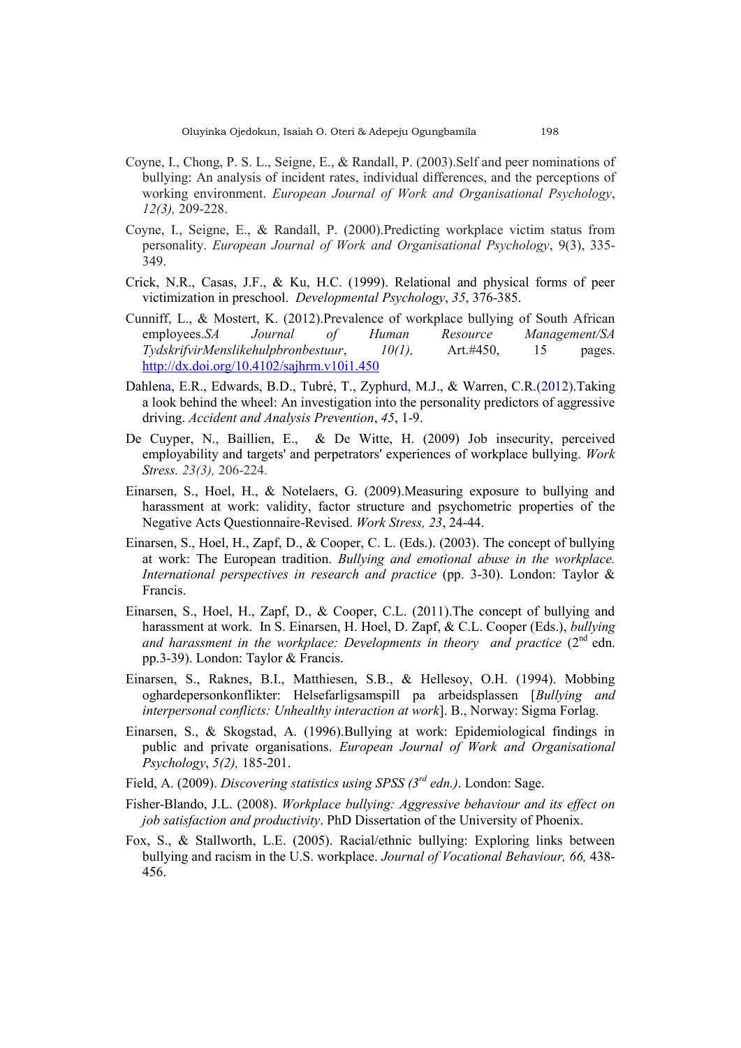Coyne, I., Chong, P. S. L., Seigne, E., & Randall, P. (2003).Self and peer nominations of bullying: An analysis of incident rates, individual differences, and the perceptions of working environment. *European Journal of Work and Organisational Psychology*, *12(3),* 209-228.

Coyne, I., Seigne, E., & Randall, P. (2000).Predicting workplace victim status from personality. *European Journal of Work and Organisational Psychology*, 9(3), 335-349.

Crick, N.R., Casas, J.F., & Ku, H.C. (1999). Relational and physical forms of peer victimization in preschool. *Developmental Psychology*, *35*, 376-385.

Cunniff, L., & Mostert, K. (2012).Prevalence of workplace bullying of South African employees.*SA Journal of Human Resource Management/SA TydskrifvirMenslikehulpbronbestuur*, *10(1),* Art.#450, 15 pages. http://dx.doi.org/10.4102/sajhrm.v10i1.450

Dahlena, E.R., Edwards, B.D., Tubré, T., Zyphurd, M.J., & Warren, C.R.(2012).Taking a look behind the wheel: An investigation into the personality predictors of aggressive driving. *Accident and Analysis Prevention*, *45*, 1-9.

De Cuyper, N., Baillien, E., & De Witte, H. (2009) Job insecurity, perceived employability and targets' and perpetrators' experiences of workplace bullying. *Work Stress. 23(3),* 206-224.

Einarsen, S., Hoel, H., & Notelaers, G. (2009).Measuring exposure to bullying and harassment at work: validity, factor structure and psychometric properties of the Negative Acts Questionnaire-Revised. *Work Stress, 23*, 24-44.

Einarsen, S., Hoel, H., Zapf, D., & Cooper, C. L. (Eds.). (2003). The concept of bullying at work: The European tradition. *Bullying and emotional abuse in the workplace. International perspectives in research and practice* (pp. 3-30). London: Taylor & Francis.

Einarsen, S., Hoel, H., Zapf, D., & Cooper, C.L. (2011).The concept of bullying and harassment at work. In S. Einarsen, H. Hoel, D. Zapf, & C.L. Cooper (Eds.), *bullying and harassment in the workplace: Developments in theory and practice* (2nd edn. pp.3-39). London: Taylor & Francis.

Einarsen, S., Raknes, B.I., Matthiesen, S.B., & Hellesoy, O.H. (1994). Mobbing oghardepersonkonflikter: Helsefarligsamspill pa arbeidsplassen [*Bullying and interpersonal conflicts: Unhealthy interaction at work*]. B., Norway: Sigma Forlag.

Einarsen, S., & Skogstad, A. (1996).Bullying at work: Epidemiological findings in public and private organisations. *European Journal of Work and Organisational Psychology*, *5(2),* 185-201.

Field, A. (2009). *Discovering statistics using SPSS (3rd edn.)*. London: Sage.

Fisher-Blando, J.L. (2008). *Workplace bullying: Aggressive behaviour and its effect on job satisfaction and productivity*. PhD Dissertation of the University of Phoenix.

Fox, S., & Stallworth, L.E. (2005). Racial/ethnic bullying: Exploring links between bullying and racism in the U.S. workplace. *Journal of Vocational Behaviour, 66,* 438-456.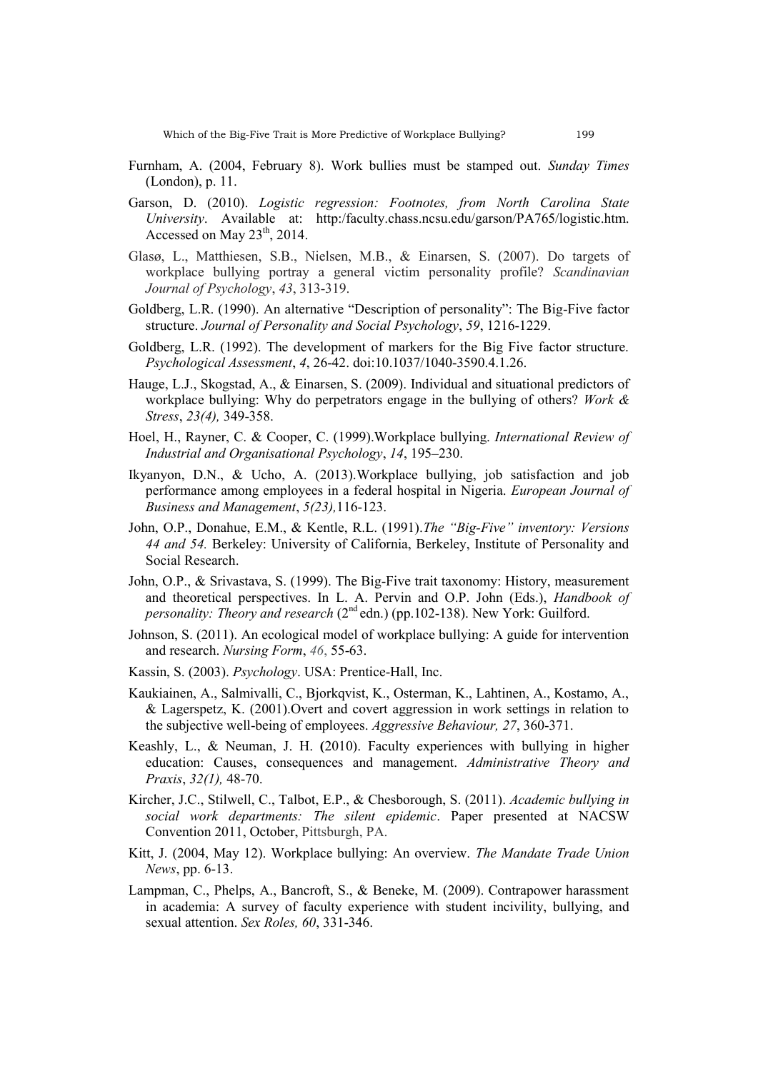Furnham, A. (2004, February 8). Work bullies must be stamped out. *Sunday Times* (London), p. 11.

Garson, D. (2010). *Logistic regression: Footnotes, from North Carolina State University*. Available at: http:/faculty.chass.ncsu.edu/garson/PA765/logistic.htm. Accessed on May 23th, 2014.

Glasø, L., Matthiesen, S.B., Nielsen, M.B., & Einarsen, S. (2007). Do targets of workplace bullying portray a general victim personality profile? *Scandinavian Journal of Psychology*, *43*, 313-319.

Goldberg, L.R. (1990). An alternative "Description of personality": The Big-Five factor structure. *Journal of Personality and Social Psychology*, *59*, 1216-1229.

Goldberg, L.R. (1992). The development of markers for the Big Five factor structure. *Psychological Assessment*, *4*, 26-42. doi:10.1037/1040-3590.4.1.26.

Hauge, L.J., Skogstad, A., & Einarsen, S. (2009). Individual and situational predictors of workplace bullying: Why do perpetrators engage in the bullying of others? *Work & Stress*, *23(4),* 349-358.

Hoel, H., Rayner, C. & Cooper, C. (1999).Workplace bullying. *International Review of Industrial and Organisational Psychology*, *14*, 195–230.

Ikyanyon, D.N., & Ucho, A. (2013).Workplace bullying, job satisfaction and job performance among employees in a federal hospital in Nigeria. *European Journal of Business and Management*, *5(23),*116-123.

John, O.P., Donahue, E.M., & Kentle, R.L. (1991).*The "Big-Five" inventory: Versions 44 and 54.* Berkeley: University of California, Berkeley, Institute of Personality and Social Research.

John, O.P., & Srivastava, S. (1999). The Big-Five trait taxonomy: History, measurement and theoretical perspectives. In L. A. Pervin and O.P. John (Eds.), *Handbook of personality: Theory and research* (2nd edn.) (pp.102-138). New York: Guilford.

Johnson, S. (2011). An ecological model of workplace bullying: A guide for intervention and research. *Nursing Form*, *46*, 55-63.

Kassin, S. (2003). *Psychology*. USA: Prentice-Hall, Inc.

Kaukiainen, A., Salmivalli, C., Bjorkqvist, K., Osterman, K., Lahtinen, A., Kostamo, A., & Lagerspetz, K. (2001).Overt and covert aggression in work settings in relation to the subjective well-being of employees. *Aggressive Behaviour, 27*, 360-371.

Keashly, L., & Neuman, J. H. (2010). Faculty experiences with bullying in higher education: Causes, consequences and management. *Administrative Theory and Praxis*, *32(1),* 48-70.

Kircher, J.C., Stilwell, C., Talbot, E.P., & Chesborough, S. (2011). *Academic bullying in social work departments: The silent epidemic*. Paper presented at NACSW Convention 2011, October, Pittsburgh, PA.

Kitt, J. (2004, May 12). Workplace bullying: An overview. *The Mandate Trade Union News*, pp. 6-13.

Lampman, C., Phelps, A., Bancroft, S., & Beneke, M. (2009). Contrapower harassment in academia: A survey of faculty experience with student incivility, bullying, and sexual attention. *Sex Roles, 60*, 331-346.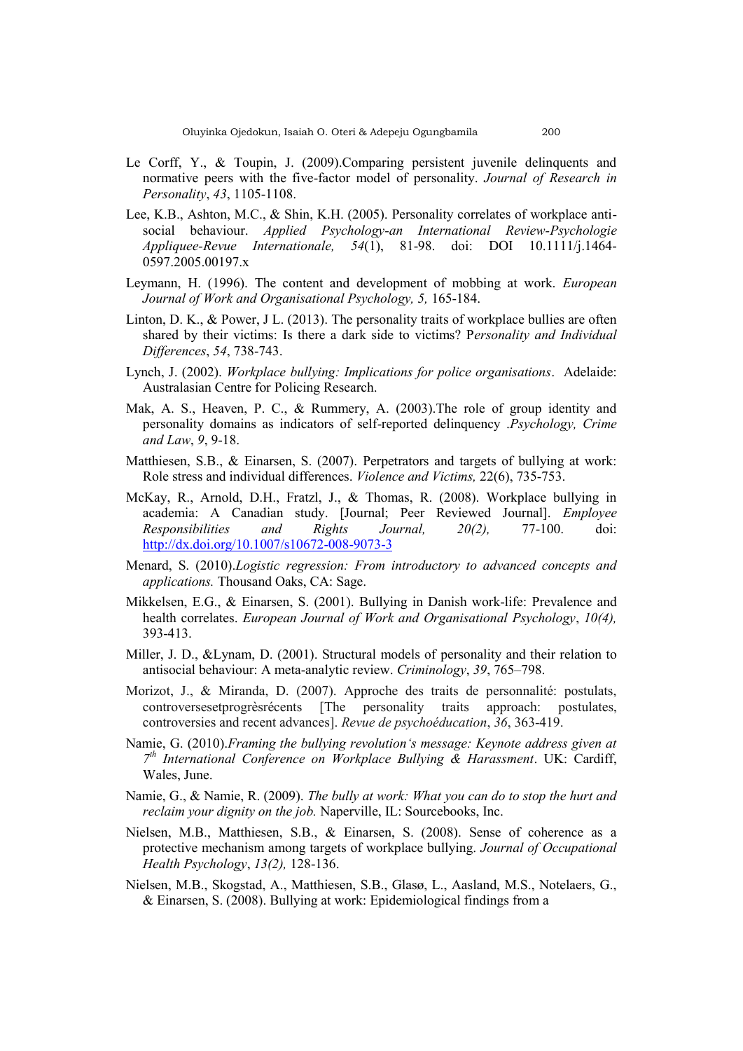Le Corff, Y., & Toupin, J. (2009).Comparing persistent juvenile delinquents and normative peers with the five-factor model of personality. *Journal of Research in Personality*, *43*, 1105-1108.

Lee, K.B., Ashton, M.C., & Shin, K.H. (2005). Personality correlates of workplace anti-social behaviour. *Applied Psychology-an International Review-Psychologie Appliquee-Revue Internationale, 54*(1), 81-98. doi: DOI 10.1111/j.1464-0597.2005.00197.x

Leymann, H. (1996). The content and development of mobbing at work. *European Journal of Work and Organisational Psychology, 5,* 165-184.

Linton, D. K., & Power, J L. (2013). The personality traits of workplace bullies are often shared by their victims: Is there a dark side to victims? P*ersonality and Individual Differences*, *54*, 738-743.

Lynch, J. (2002). *Workplace bullying: Implications for police organisations*. Adelaide: Australasian Centre for Policing Research.

Mak, A. S., Heaven, P. C., & Rummery, A. (2003).The role of group identity and personality domains as indicators of self-reported delinquency .*Psychology, Crime and Law*, *9*, 9-18.

Matthiesen, S.B., & Einarsen, S. (2007). Perpetrators and targets of bullying at work: Role stress and individual differences. *Violence and Victims,* 22(6), 735-753.

McKay, R., Arnold, D.H., Fratzl, J., & Thomas, R. (2008). Workplace bullying in academia: A Canadian study. [Journal; Peer Reviewed Journal]. *Employee Responsibilities and Rights Journal, 20(2),* 77-100. doi: http://dx.doi.org/10.1007/s10672-008-9073-3

Menard, S. (2010).*Logistic regression: From introductory to advanced concepts and applications.* Thousand Oaks, CA: Sage.

Mikkelsen, E.G., & Einarsen, S. (2001). Bullying in Danish work-life: Prevalence and health correlates. *European Journal of Work and Organisational Psychology*, *10(4),* 393-413.

Miller, J. D., &Lynam, D. (2001). Structural models of personality and their relation to antisocial behaviour: A meta-analytic review. *Criminology*, *39*, 765–798.

Morizot, J., & Miranda, D. (2007). Approche des traits de personnalité: postulats, controversesetprogrèsrécents [The personality traits approach: postulates, controversies and recent advances]. *Revue de psychoéducation*, *36*, 363-419.

Namie, G. (2010).*Framing the bullying revolution's message: Keynote address given at 7th International Conference on Workplace Bullying & Harassment*. UK: Cardiff, Wales, June.

Namie, G., & Namie, R. (2009). *The bully at work: What you can do to stop the hurt and reclaim your dignity on the job.* Naperville, IL: Sourcebooks, Inc.

Nielsen, M.B., Matthiesen, S.B., & Einarsen, S. (2008). Sense of coherence as a protective mechanism among targets of workplace bullying. *Journal of Occupational Health Psychology*, *13(2),* 128-136.

Nielsen, M.B., Skogstad, A., Matthiesen, S.B., Glasø, L., Aasland, M.S., Notelaers, G., & Einarsen, S. (2008). Bullying at work: Epidemiological findings from a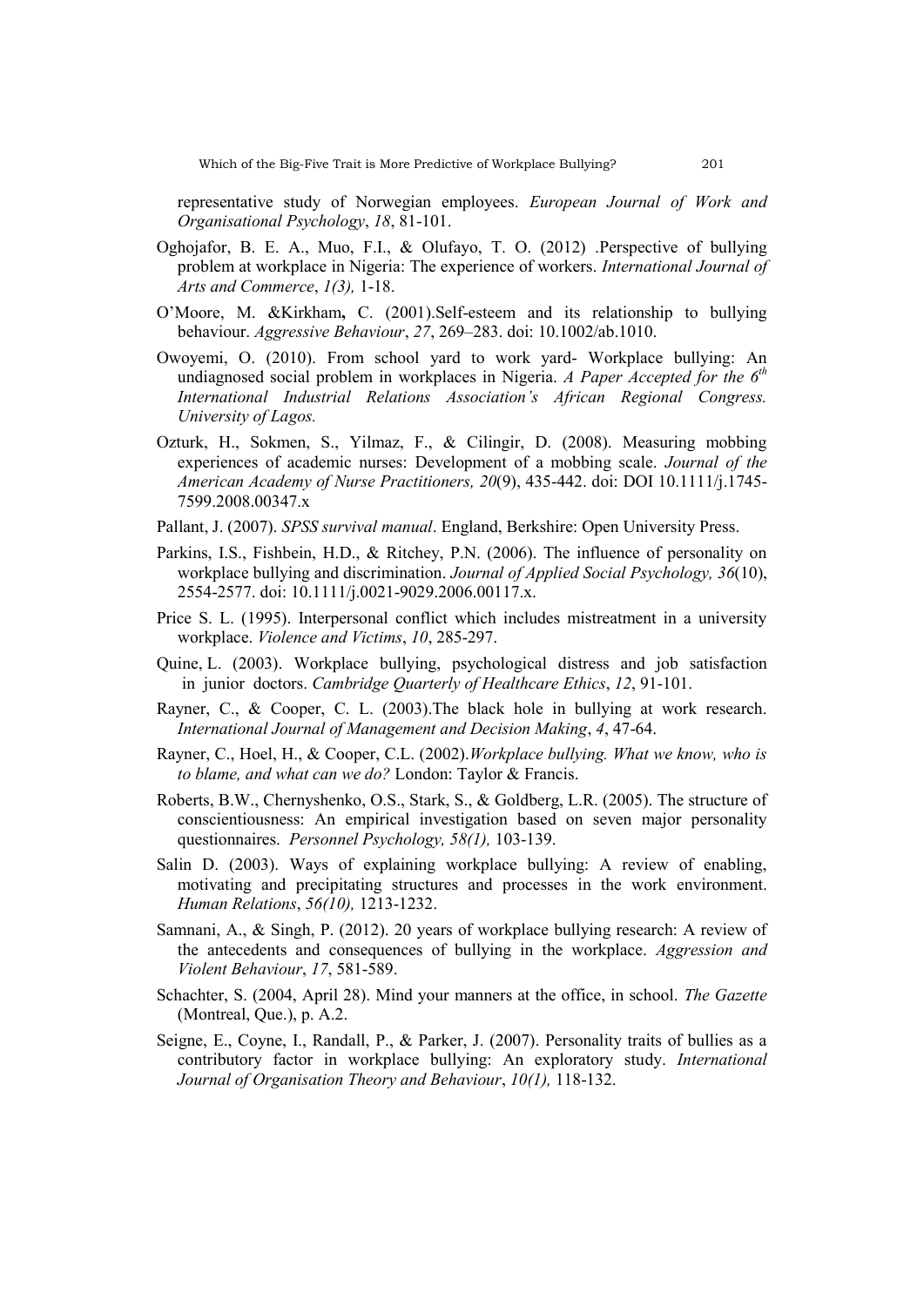representative study of Norwegian employees. *European Journal of Work and Organisational Psychology*, *18*, 81-101.

Oghojafor, B. E. A., Muo, F.I., & Olufayo, T. O. (2012) .Perspective of bullying problem at workplace in Nigeria: The experience of workers. *International Journal of Arts and Commerce*, *1(3),* 1-18.

O'Moore, M. &Kirkham**,** C. (2001).Self-esteem and its relationship to bullying behaviour. *Aggressive Behaviour*, *27*, 269–283. doi: 10.1002/ab.1010.

Owoyemi, O. (2010). From school yard to work yard- Workplace bullying: An undiagnosed social problem in workplaces in Nigeria. *A Paper Accepted for the 6th International Industrial Relations Association's African Regional Congress. University of Lagos.*

Ozturk, H., Sokmen, S., Yilmaz, F., & Cilingir, D. (2008). Measuring mobbing experiences of academic nurses: Development of a mobbing scale. *Journal of the American Academy of Nurse Practitioners, 20*(9), 435-442. doi: DOI 10.1111/j.1745-7599.2008.00347.x

Pallant, J. (2007). *SPSS survival manual*. England, Berkshire: Open University Press.

Parkins, I.S., Fishbein, H.D., & Ritchey, P.N. (2006). The influence of personality on workplace bullying and discrimination. *Journal of Applied Social Psychology, 36*(10), 2554-2577. doi: 10.1111/j.0021-9029.2006.00117.x.

Price S. L. (1995). Interpersonal conflict which includes mistreatment in a university workplace. *Violence and Victims*, *10*, 285-297.

Quine, L. (2003). Workplace bullying, psychological distress and job satisfaction in junior doctors. *Cambridge Quarterly of Healthcare Ethics*, *12*, 91-101.

Rayner, C., & Cooper, C. L. (2003).The black hole in bullying at work research. *International Journal of Management and Decision Making*, *4*, 47-64.

Rayner, C., Hoel, H., & Cooper, C.L. (2002).*Workplace bullying. What we know, who is to blame, and what can we do?* London: Taylor & Francis.

Roberts, B.W., Chernyshenko, O.S., Stark, S., & Goldberg, L.R. (2005). The structure of conscientiousness: An empirical investigation based on seven major personality questionnaires. *Personnel Psychology, 58(1),* 103-139.

Salin D. (2003). Ways of explaining workplace bullying: A review of enabling, motivating and precipitating structures and processes in the work environment. *Human Relations*, *56(10),* 1213-1232.

Samnani, A., & Singh, P. (2012). 20 years of workplace bullying research: A review of the antecedents and consequences of bullying in the workplace. *Aggression and Violent Behaviour*, *17*, 581-589.

Schachter, S. (2004, April 28). Mind your manners at the office, in school. *The Gazette* (Montreal, Que.), p. A.2.

Seigne, E., Coyne, I., Randall, P., & Parker, J. (2007). Personality traits of bullies as a contributory factor in workplace bullying: An exploratory study. *International Journal of Organisation Theory and Behaviour*, *10(1),* 118-132.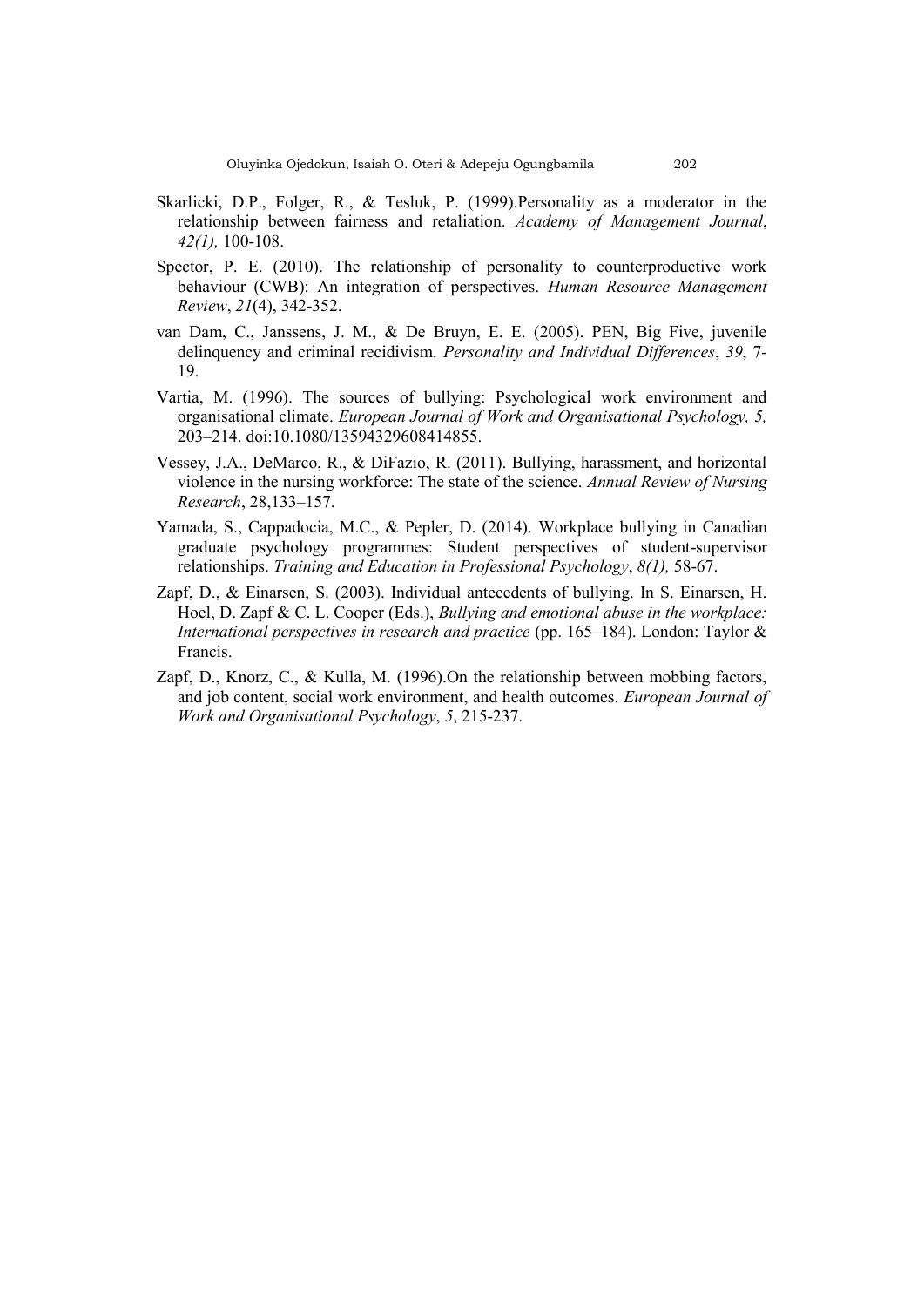Skarlicki, D.P., Folger, R., & Tesluk, P. (1999).Personality as a moderator in the relationship between fairness and retaliation. *Academy of Management Journal*, *42(1),* 100-108.

Spector, P. E. (2010). The relationship of personality to counterproductive work behaviour (CWB): An integration of perspectives. *Human Resource Management Review*, *21*(4), 342-352.

van Dam, C., Janssens, J. M., & De Bruyn, E. E. (2005). PEN, Big Five, juvenile delinquency and criminal recidivism. *Personality and Individual Differences*, *39*, 7-19.

Vartia, M. (1996). The sources of bullying: Psychological work environment and organisational climate. *European Journal of Work and Organisational Psychology, 5,* 203–214. doi:10.1080/13594329608414855.

Vessey, J.A., DeMarco, R., & DiFazio, R. (2011). Bullying, harassment, and horizontal violence in the nursing workforce: The state of the science. *Annual Review of Nursing Research*, 28,133–157.

Yamada, S., Cappadocia, M.C., & Pepler, D. (2014). Workplace bullying in Canadian graduate psychology programmes: Student perspectives of student-supervisor relationships. *Training and Education in Professional Psychology*, *8(1),* 58-67.

Zapf, D., & Einarsen, S. (2003). Individual antecedents of bullying. In S. Einarsen, H. Hoel, D. Zapf & C. L. Cooper (Eds.), *Bullying and emotional abuse in the workplace: International perspectives in research and practice* (pp. 165–184). London: Taylor & Francis.

Zapf, D., Knorz, C., & Kulla, M. (1996).On the relationship between mobbing factors, and job content, social work environment, and health outcomes. *European Journal of Work and Organisational Psychology*, *5*, 215-237.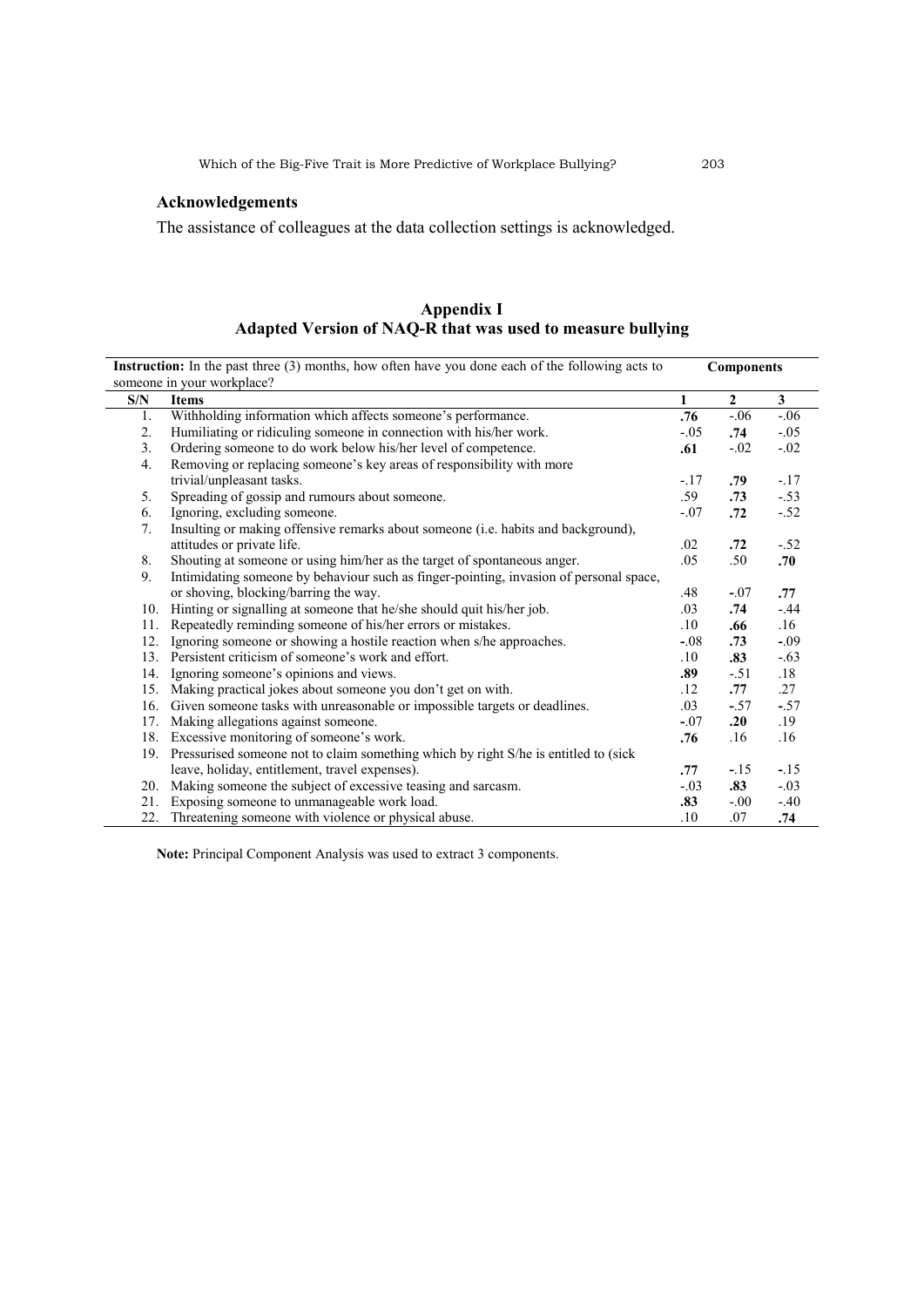## Acknowledgements

The assistance of colleagues at the data collection settings is acknowledged.

## Appendix I
## Adapted Version of NAQ-R that was used to measure bullying

| **Instruction:** In the past three (3) months, how often have you done each of the following acts to someone in your workplace? | | **Components** | | |
|---|---|---|---|---|
| **S/N** | **Items** | **1** | **2** | **3** |
| 1. | Withholding information which affects someone's performance. | **.76** | -.06 | -.06 |
| 2. | Humiliating or ridiculing someone in connection with his/her work. | -.05 | **.74** | -.05 |
| 3. | Ordering someone to do work below his/her level of competence. | **.61** | -.02 | -.02 |
| 4. | Removing or replacing someone's key areas of responsibility with more trivial/unpleasant tasks. | -.17 | **.79** | -.17 |
| 5. | Spreading of gossip and rumours about someone. | .59 | **.73** | -.53 |
| 6. | Ignoring, excluding someone. | -.07 | **.72** | -.52 |
| 7. | Insulting or making offensive remarks about someone (i.e. habits and background), attitudes or private life. | .02 | **.72** | -.52 |
| 8. | Shouting at someone or using him/her as the target of spontaneous anger. | .05 | .50 | **.70** |
| 9. | Intimidating someone by behaviour such as finger-pointing, invasion of personal space, or shoving, blocking/barring the way. | .48 | -.07 | **.77** |
| 10. | Hinting or signalling at someone that he/she should quit his/her job. | .03 | **.74** | -.44 |
| 11. | Repeatedly reminding someone of his/her errors or mistakes. | .10 | **.66** | .16 |
| 12. | Ignoring someone or showing a hostile reaction when s/he approaches. | -.08 | **.73** | -.09 |
| 13. | Persistent criticism of someone's work and effort. | .10 | **.83** | -.63 |
| 14. | Ignoring someone's opinions and views. | **.89** | -.51 | .18 |
| 15. | Making practical jokes about someone you don't get on with. | .12 | **.77** | .27 |
| 16. | Given someone tasks with unreasonable or impossible targets or deadlines. | .03 | -.57 | -.57 |
| 17. | Making allegations against someone. | -.07 | **.20** | .19 |
| 18. | Excessive monitoring of someone's work. | **.76** | .16 | .16 |
| 19. | Pressurised someone not to claim something which by right S/he is entitled to (sick leave, holiday, entitlement, travel expenses). | **.77** | -.15 | -.15 |
| 20. | Making someone the subject of excessive teasing and sarcasm. | -.03 | **.83** | -.03 |
| 21. | Exposing someone to unmanageable work load. | **.83** | -.00 | -.40 |
| 22. | Threatening someone with violence or physical abuse. | .10 | .07 | **.74** |

**Note:** Principal Component Analysis was used to extract 3 components.